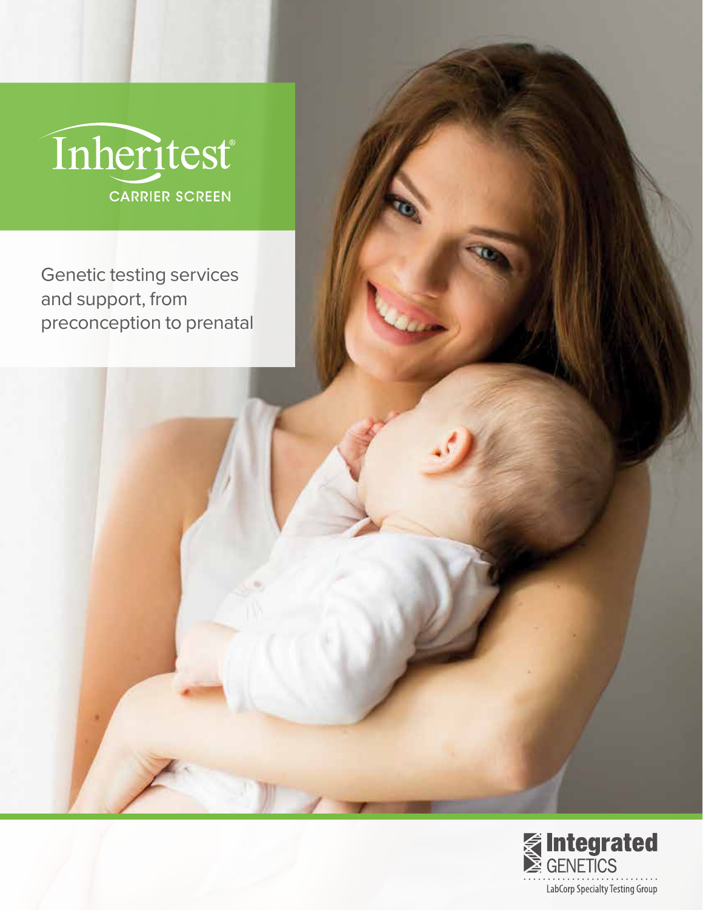# Inheritest®

CARRIER SCREEN

Genetic testing services and support, from preconception to prenatal

Integrated GENETICS

LabCorp Specialty Testing Group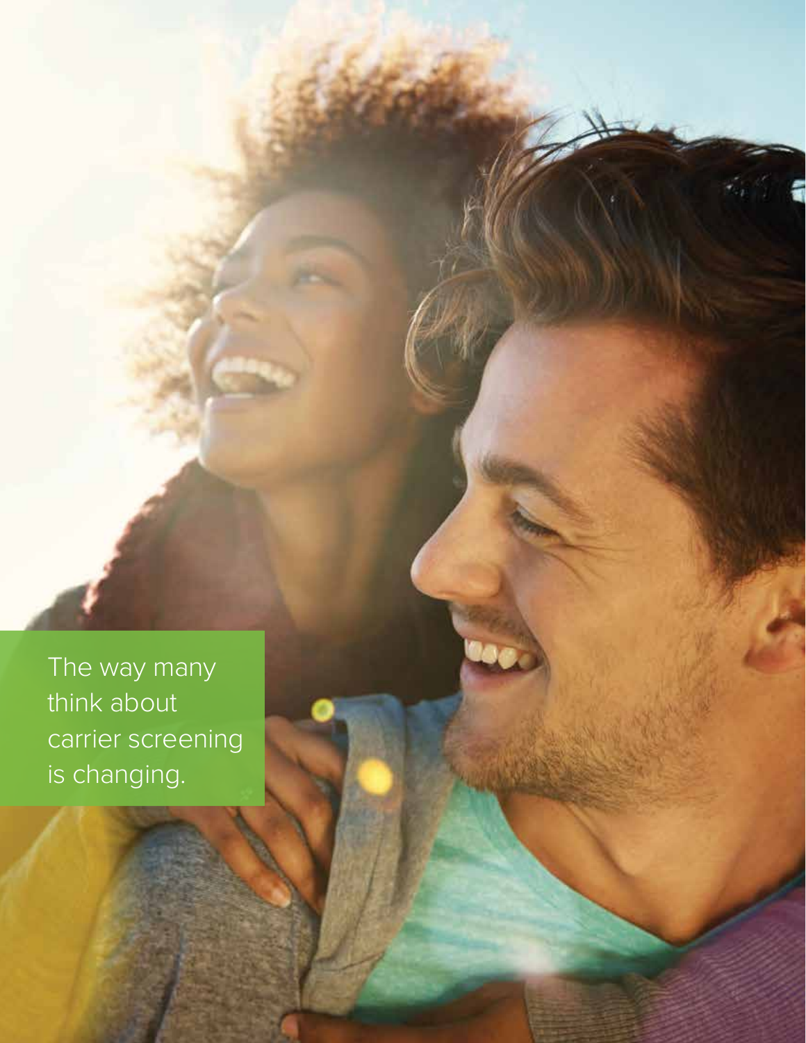The way many think about carrier screening is changing.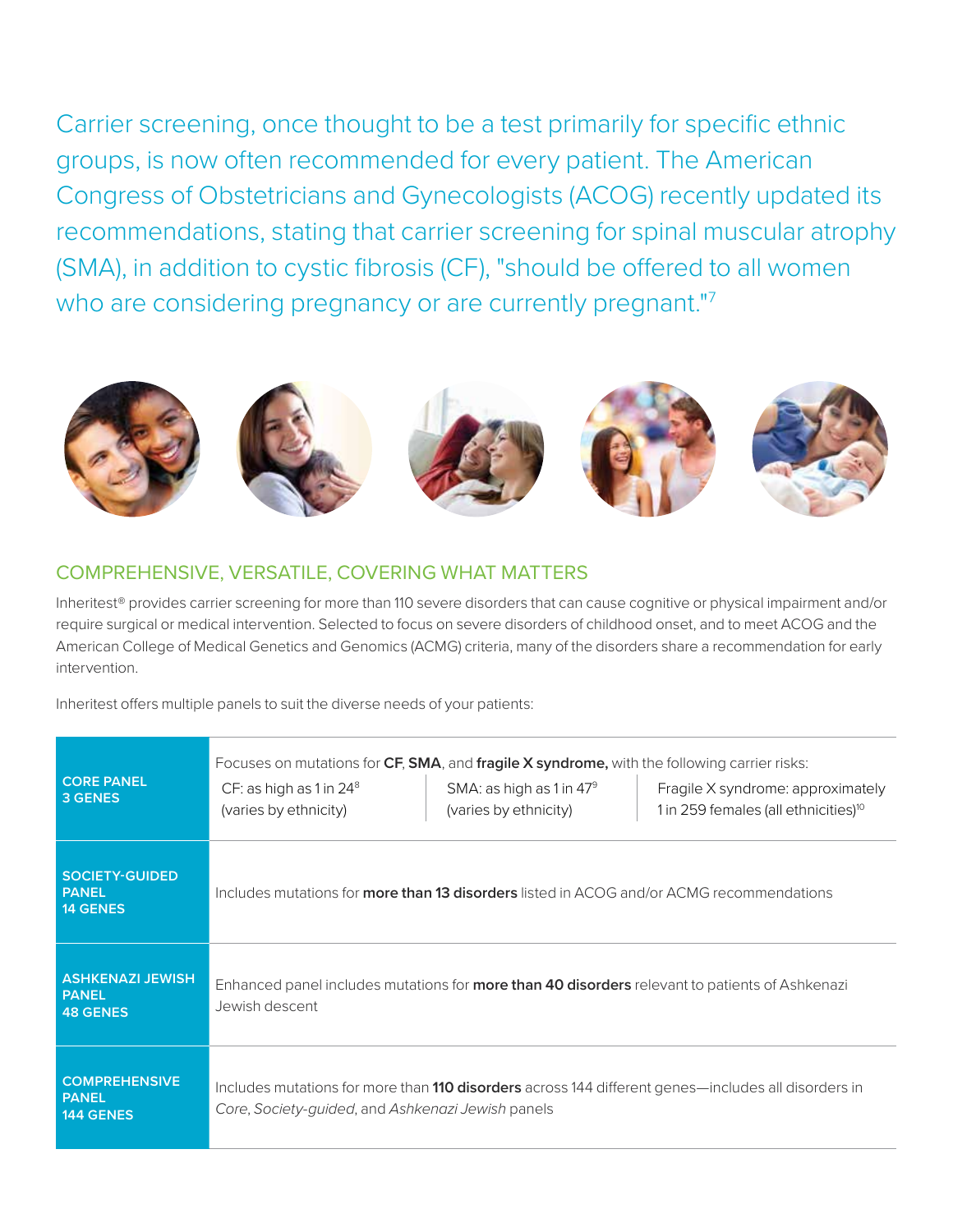Carrier screening, once thought to be a test primarily for specific ethnic groups, is now often recommended for every patient. The American Congress of Obstetricians and Gynecologists (ACOG) recently updated its recommendations, stating that carrier screening for spinal muscular atrophy (SMA), in addition to cystic fibrosis (CF), "should be offered to all women who are considering pregnancy or are currently pregnant."[7]

## COMPREHENSIVE, VERSATILE, COVERING WHAT MATTERS

Inheritest® provides carrier screening for more than 110 severe disorders that can cause cognitive or physical impairment and/or require surgical or medical intervention. Selected to focus on severe disorders of childhood onset, and to meet ACOG and the American College of Medical Genetics and Genomics (ACMG) criteria, many of the disorders share a recommendation for early intervention.

Inheritest offers multiple panels to suit the diverse needs of your patients:

| Panel | Description | | |
|---|---|---|---|
| **CORE PANEL 3 GENES** | Focuses on mutations for **CF**, **SMA**, and **fragile X syndrome,** with the following carrier risks: | | |
| | CF: as high as 1 in 24[8] (varies by ethnicity) | SMA: as high as 1 in 47[9] (varies by ethnicity) | Fragile X syndrome: approximately 1 in 259 females (all ethnicities)[10] |
| **SOCIETY-GUIDED PANEL 14 GENES** | Includes mutations for **more than 13 disorders** listed in ACOG and/or ACMG recommendations | | |
| **ASHKENAZI JEWISH PANEL 48 GENES** | Enhanced panel includes mutations for **more than 40 disorders** relevant to patients of Ashkenazi Jewish descent | | |
| **COMPREHENSIVE PANEL 144 GENES** | Includes mutations for more than **110 disorders** across 144 different genes—includes all disorders in *Core*, *Society-guided*, and *Ashkenazi Jewish* panels | | |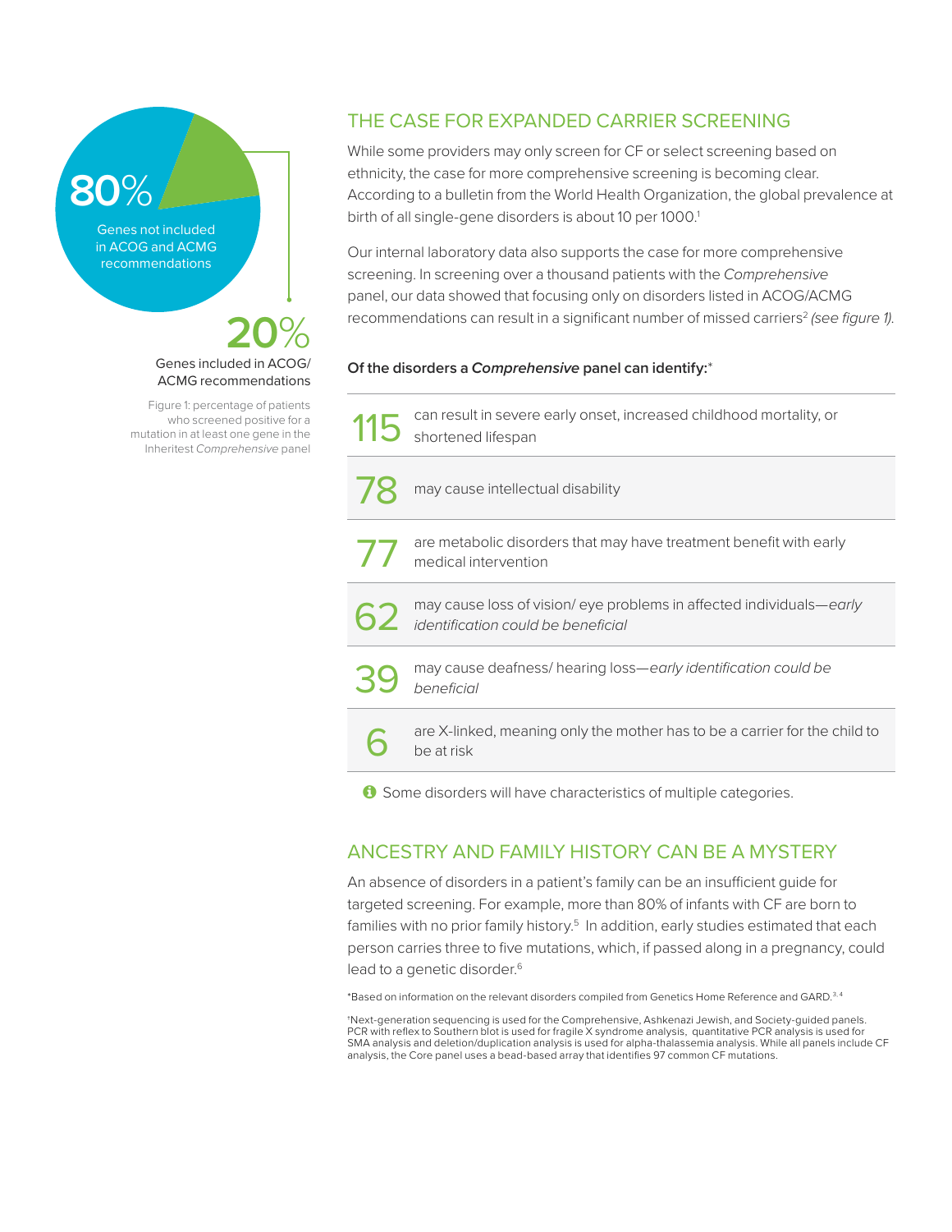80%

Genes not included in ACOG and ACMG recommendations

20%

Genes included in ACOG/ ACMG recommendations

Figure 1: percentage of patients who screened positive for a mutation in at least one gene in the Inheritest *Comprehensive* panel

## THE CASE FOR EXPANDED CARRIER SCREENING

While some providers may only screen for CF or select screening based on ethnicity, the case for more comprehensive screening is becoming clear. According to a bulletin from the World Health Organization, the global prevalence at birth of all single-gene disorders is about 10 per 1000.[1]

Our internal laboratory data also supports the case for more comprehensive screening. In screening over a thousand patients with the *Comprehensive* panel, our data showed that focusing only on disorders listed in ACOG/ACMG recommendations can result in a significant number of missed carriers[2] *(see figure 1)*.

**Of the disorders a *Comprehensive* panel can identify:***

| | |
|---|---|
| 115 | can result in severe early onset, increased childhood mortality, or shortened lifespan |
| 78 | may cause intellectual disability |
| 77 | are metabolic disorders that may have treatment benefit with early medical intervention |
| 62 | may cause loss of vision/ eye problems in affected individuals—*early identification could be beneficial* |
| 39 | may cause deafness/ hearing loss—*early identification could be beneficial* |
| 6 | are X-linked, meaning only the mother has to be a carrier for the child to be at risk |

Some disorders will have characteristics of multiple categories.

## ANCESTRY AND FAMILY HISTORY CAN BE A MYSTERY

An absence of disorders in a patient's family can be an insufficient guide for targeted screening. For example, more than 80% of infants with CF are born to families with no prior family history.[5] In addition, early studies estimated that each person carries three to five mutations, which, if passed along in a pregnancy, could lead to a genetic disorder.[6]

*Based on information on the relevant disorders compiled from Genetics Home Reference and GARD.[3,4]

†Next-generation sequencing is used for the Comprehensive, Ashkenazi Jewish, and Society-guided panels. PCR with reflex to Southern blot is used for fragile X syndrome analysis, quantitative PCR analysis is used for SMA analysis and deletion/duplication analysis is used for alpha-thalassemia analysis. While all panels include CF analysis, the Core panel uses a bead-based array that identifies 97 common CF mutations.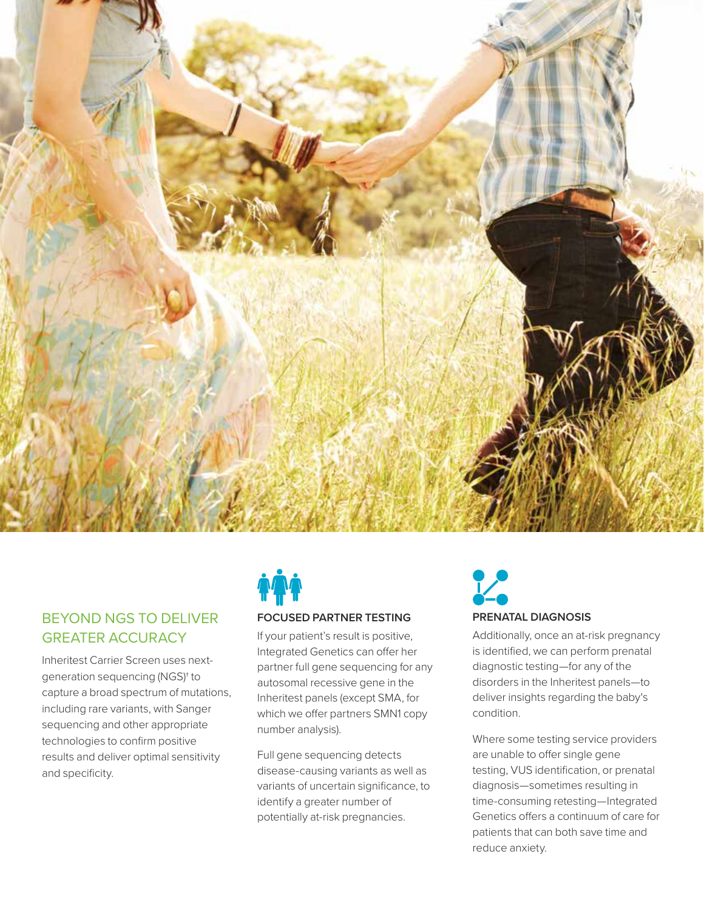## BEYOND NGS TO DELIVER GREATER ACCURACY

Inheritest Carrier Screen uses next-generation sequencing (NGS)[1] to capture a broad spectrum of mutations, including rare variants, with Sanger sequencing and other appropriate technologies to confirm positive results and deliver optimal sensitivity and specificity.

### FOCUSED PARTNER TESTING

If your patient's result is positive, Integrated Genetics can offer her partner full gene sequencing for any autosomal recessive gene in the Inheritest panels (except SMA, for which we offer partners SMN1 copy number analysis).

Full gene sequencing detects disease-causing variants as well as variants of uncertain significance, to identify a greater number of potentially at-risk pregnancies.

### PRENATAL DIAGNOSIS

Additionally, once an at-risk pregnancy is identified, we can perform prenatal diagnostic testing—for any of the disorders in the Inheritest panels—to deliver insights regarding the baby's condition.

Where some testing service providers are unable to offer single gene testing, VUS identification, or prenatal diagnosis—sometimes resulting in time-consuming retesting—Integrated Genetics offers a continuum of care for patients that can both save time and reduce anxiety.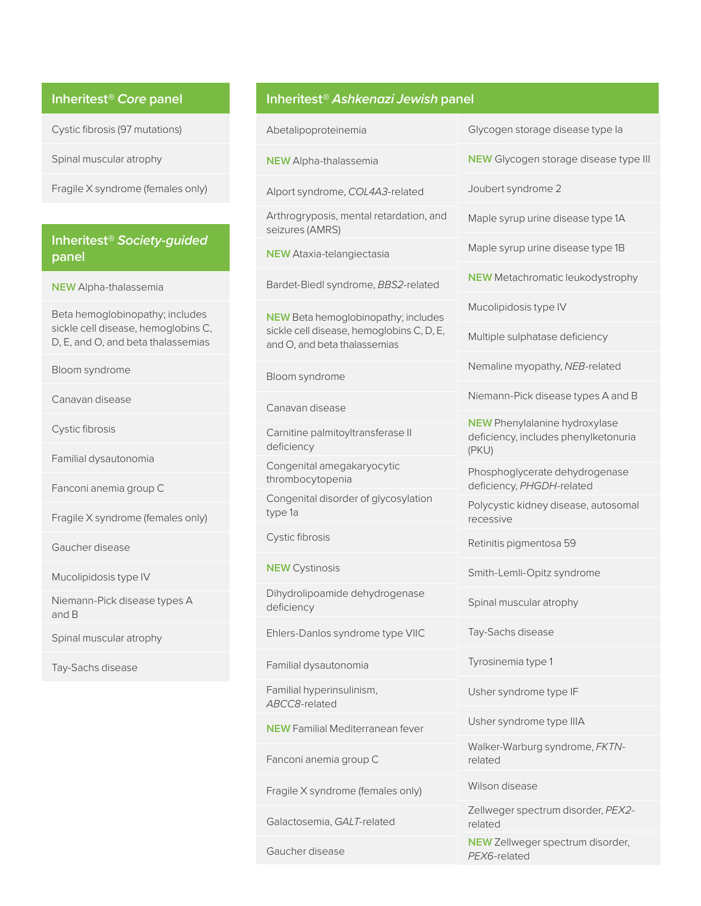## Inheritest® *Core* panel

- Cystic fibrosis (97 mutations)
- Spinal muscular atrophy
- Fragile X syndrome (females only)

## Inheritest® *Society-guided* panel

- **NEW** Alpha-thalassemia
- Beta hemoglobinopathy; includes sickle cell disease, hemoglobins C, D, E, and O, and beta thalassemias
- Bloom syndrome
- Canavan disease
- Cystic fibrosis
- Familial dysautonomia
- Fanconi anemia group C
- Fragile X syndrome (females only)
- Gaucher disease
- Mucolipidosis type IV
- Niemann-Pick disease types A and B
- Spinal muscular atrophy
- Tay-Sachs disease

## Inheritest® *Ashkenazi Jewish* panel

- Abetalipoproteinemia
- **NEW** Alpha-thalassemia
- Alport syndrome, *COL4A3*-related
- Arthrogryposis, mental retardation, and seizures (AMRS)
- **NEW** Ataxia-telangiectasia
- Bardet-Biedl syndrome, *BBS2*-related
- **NEW** Beta hemoglobinopathy; includes sickle cell disease, hemoglobins C, D, E, and O, and beta thalassemias
- Bloom syndrome
- Canavan disease
- Carnitine palmitoyltransferase II deficiency
- Congenital amegakaryocytic thrombocytopenia
- Congenital disorder of glycosylation type 1a
- Cystic fibrosis
- **NEW** Cystinosis
- Dihydrolipoamide dehydrogenase deficiency
- Ehlers-Danlos syndrome type VIIC
- Familial dysautonomia
- Familial hyperinsulinism, *ABCC8*-related
- **NEW** Familial Mediterranean fever
- Fanconi anemia group C
- Fragile X syndrome (females only)
- Galactosemia, *GALT*-related
- Gaucher disease
- Glycogen storage disease type Ia
- **NEW** Glycogen storage disease type III
- Joubert syndrome 2
- Maple syrup urine disease type 1A
- Maple syrup urine disease type 1B
- **NEW** Metachromatic leukodystrophy
- Mucolipidosis type IV
- Multiple sulphatase deficiency
- Nemaline myopathy, *NEB*-related
- Niemann-Pick disease types A and B
- **NEW** Phenylalanine hydroxylase deficiency, includes phenylketonuria (PKU)
- Phosphoglycerate dehydrogenase deficiency, *PHGDH*-related
- Polycystic kidney disease, autosomal recessive
- Retinitis pigmentosa 59
- Smith-Lemli-Opitz syndrome
- Spinal muscular atrophy
- Tay-Sachs disease
- Tyrosinemia type 1
- Usher syndrome type IF
- Usher syndrome type IIIA
- Walker-Warburg syndrome, *FKTN*-related
- Wilson disease
- Zellweger spectrum disorder, *PEX2*-related
- **NEW** Zellweger spectrum disorder, *PEX6*-related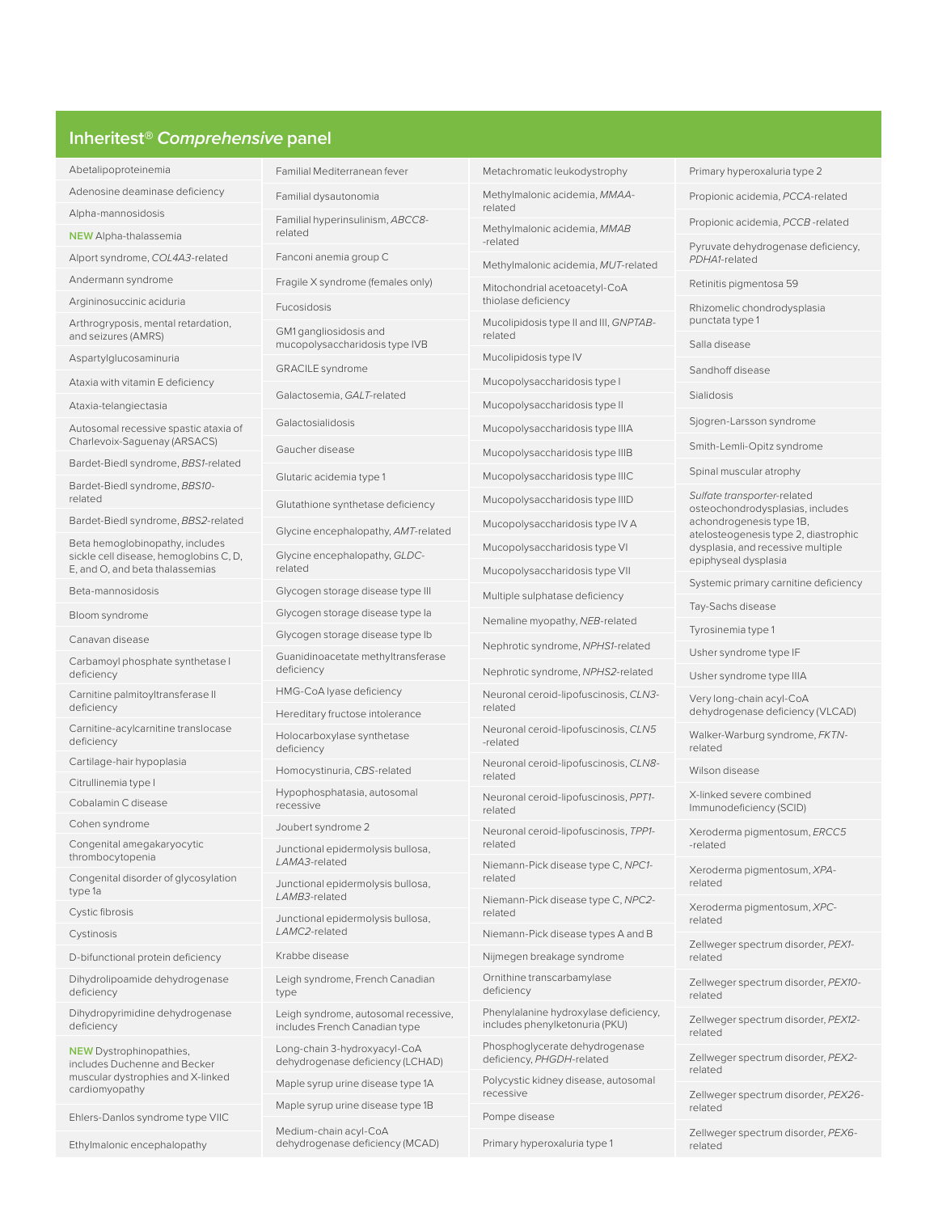## Inheritest® *Comprehensive* panel

- Abetalipoproteinemia
- Adenosine deaminase deficiency
- Alpha-mannosidosis
- **NEW** Alpha-thalassemia
- Alport syndrome, *COL4A3*-related
- Andermann syndrome
- Argininosuccinic aciduria
- Arthrogryposis, mental retardation, and seizures (AMRS)
- Aspartylglucosaminuria
- Ataxia with vitamin E deficiency
- Ataxia-telangiectasia
- Autosomal recessive spastic ataxia of Charlevoix-Saguenay (ARSACS)
- Bardet-Biedl syndrome, *BBS1*-related
- Bardet-Biedl syndrome, *BBS10*-related
- Bardet-Biedl syndrome, *BBS2*-related
- Beta hemoglobinopathy, includes sickle cell disease, hemoglobins C, D, E, and O, and beta thalassemias
- Beta-mannosidosis
- Bloom syndrome
- Canavan disease
- Carbamoyl phosphate synthetase I deficiency
- Carnitine palmitoyltransferase II deficiency
- Carnitine-acylcarnitine translocase deficiency
- Cartilage-hair hypoplasia
- Citrullinemia type I
- Cobalamin C disease
- Cohen syndrome
- Congenital amegakaryocytic thrombocytopenia
- Congenital disorder of glycosylation type 1a
- Cystic fibrosis
- Cystinosis
- D-bifunctional protein deficiency
- Dihydrolipoamide dehydrogenase deficiency
- Dihydropyrimidine dehydrogenase deficiency
- **NEW** Dystrophinopathies, includes Duchenne and Becker muscular dystrophies and X-linked cardiomyopathy
- Ehlers-Danlos syndrome type VIIC
- Ethylmalonic encephalopathy
- Familial Mediterranean fever
- Familial dysautonomia
- Familial hyperinsulinism, *ABCC8*-related
- Fanconi anemia group C
- Fragile X syndrome (females only)
- Fucosidosis
- GM1 gangliosidosis and mucopolysaccharidosis type IVB
- GRACILE syndrome
- Galactosemia, *GALT*-related
- Galactosialidosis
- Gaucher disease
- Glutaric acidemia type 1
- Glutathione synthetase deficiency
- Glycine encephalopathy, *AMT*-related
- Glycine encephalopathy, *GLDC*-related
- Glycogen storage disease type III
- Glycogen storage disease type Ia
- Glycogen storage disease type Ib
- Guanidinoacetate methyltransferase deficiency
- HMG-CoA lyase deficiency
- Hereditary fructose intolerance
- Holocarboxylase synthetase deficiency
- Homocystinuria, *CBS*-related
- Hypophosphatasia, autosomal recessive
- Joubert syndrome 2
- Junctional epidermolysis bullosa, *LAMA3*-related
- Junctional epidermolysis bullosa, *LAMB3*-related
- Junctional epidermolysis bullosa, *LAMC2*-related
- Krabbe disease
- Leigh syndrome, French Canadian type
- Leigh syndrome, autosomal recessive, includes French Canadian type
- Long-chain 3-hydroxyacyl-CoA dehydrogenase deficiency (LCHAD)
- Maple syrup urine disease type 1A
- Maple syrup urine disease type 1B
- Medium-chain acyl-CoA dehydrogenase deficiency (MCAD)
- Metachromatic leukodystrophy
- Methylmalonic acidemia, *MMAA*-related
- Methylmalonic acidemia, *MMAB* -related
- Methylmalonic acidemia, *MUT*-related
- Mitochondrial acetoacetyl-CoA thiolase deficiency
- Mucolipidosis type II and III, *GNPTAB*-related
- Mucolipidosis type IV
- Mucopolysaccharidosis type I
- Mucopolysaccharidosis type II
- Mucopolysaccharidosis type IIIA
- Mucopolysaccharidosis type IIIB
- Mucopolysaccharidosis type IIIC
- Mucopolysaccharidosis type IIID
- Mucopolysaccharidosis type IV A
- Mucopolysaccharidosis type VI
- Mucopolysaccharidosis type VII
- Multiple sulphatase deficiency
- Nemaline myopathy, *NEB*-related
- Nephrotic syndrome, *NPHS1*-related
- Nephrotic syndrome, *NPHS2*-related
- Neuronal ceroid-lipofuscinosis, *CLN3*-related
- Neuronal ceroid-lipofuscinosis, *CLN5* -related
- Neuronal ceroid-lipofuscinosis, *CLN8*-related
- Neuronal ceroid-lipofuscinosis, *PPT1*-related
- Neuronal ceroid-lipofuscinosis, *TPP1*-related
- Niemann-Pick disease type C, *NPC1*-related
- Niemann-Pick disease type C, *NPC2*-related
- Niemann-Pick disease types A and B
- Nijmegen breakage syndrome
- Ornithine transcarbamylase deficiency
- Phenylalanine hydroxylase deficiency, includes phenylketonuria (PKU)
- Phosphoglycerate dehydrogenase deficiency, *PHGDH*-related
- Polycystic kidney disease, autosomal recessive
- Pompe disease
- Primary hyperoxaluria type 1
- Primary hyperoxaluria type 2
- Propionic acidemia, *PCCA*-related
- Propionic acidemia, *PCCB* -related
- Pyruvate dehydrogenase deficiency, *PDHA1*-related
- Retinitis pigmentosa 59
- Rhizomelic chondrodysplasia punctata type 1
- Salla disease
- Sandhoff disease
- Sialidosis
- Sjogren-Larsson syndrome
- Smith-Lemli-Opitz syndrome
- Spinal muscular atrophy
- *Sulfate transporter*-related osteochondrodysplasias, includes achondrogenesis type 1B, atelosteogenesis type 2, diastrophic dysplasia, and recessive multiple epiphyseal dysplasia
- Systemic primary carnitine deficiency
- Tay-Sachs disease
- Tyrosinemia type 1
- Usher syndrome type IF
- Usher syndrome type IIIA
- Very long-chain acyl-CoA dehydrogenase deficiency (VLCAD)
- Walker-Warburg syndrome, *FKTN*-related
- Wilson disease
- X-linked severe combined Immunodeficiency (SCID)
- Xeroderma pigmentosum, *ERCC5* -related
- Xeroderma pigmentosum, *XPA*-related
- Xeroderma pigmentosum, *XPC*-related
- Zellweger spectrum disorder, *PEX1*-related
- Zellweger spectrum disorder, *PEX10*-related
- Zellweger spectrum disorder, *PEX12*-related
- Zellweger spectrum disorder, *PEX2*-related
- Zellweger spectrum disorder, *PEX26*-related
- Zellweger spectrum disorder, *PEX6*-related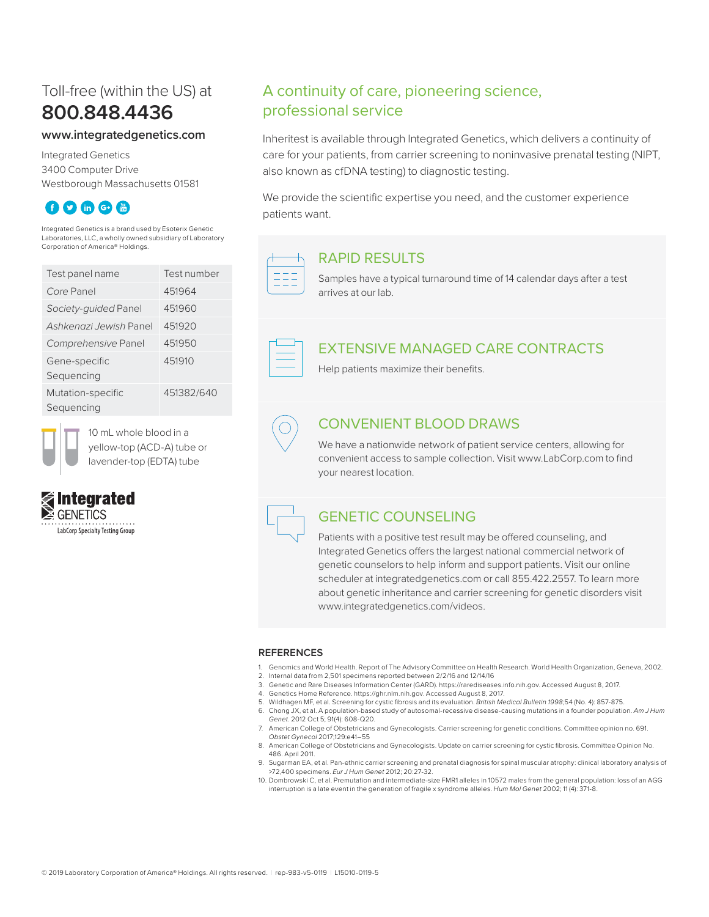Toll-free (within the US) at

**800.848.4436**

**www.integratedgenetics.com**

Integrated Genetics
3400 Computer Drive
Westborough Massachusetts 01581

Integrated Genetics is a brand used by Esoterix Genetic Laboratories, LLC, a wholly owned subsidiary of Laboratory Corporation of America® Holdings.

| Test panel name | Test number |
|---|---|
| *Core* Panel | 451964 |
| *Society-guided* Panel | 451960 |
| *Ashkenazi Jewish* Panel | 451920 |
| *Comprehensive* Panel | 451950 |
| Gene-specific Sequencing | 451910 |
| Mutation-specific Sequencing | 451382/640 |

10 mL whole blood in a yellow-top (ACD-A) tube or lavender-top (EDTA) tube

Integrated GENETICS
LabCorp Specialty Testing Group

## A continuity of care, pioneering science, professional service

Inheritest is available through Integrated Genetics, which delivers a continuity of care for your patients, from carrier screening to noninvasive prenatal testing (NIPT, also known as cfDNA testing) to diagnostic testing.

We provide the scientific expertise you need, and the customer experience patients want.

### RAPID RESULTS

Samples have a typical turnaround time of 14 calendar days after a test arrives at our lab.

### EXTENSIVE MANAGED CARE CONTRACTS

Help patients maximize their benefits.

### CONVENIENT BLOOD DRAWS

We have a nationwide network of patient service centers, allowing for convenient access to sample collection. Visit www.LabCorp.com to find your nearest location.

### GENETIC COUNSELING

Patients with a positive test result may be offered counseling, and Integrated Genetics offers the largest national commercial network of genetic counselors to help inform and support patients. Visit our online scheduler at integratedgenetics.com or call 855.422.2557. To learn more about genetic inheritance and carrier screening for genetic disorders visit www.integratedgenetics.com/videos.

### REFERENCES

1. Genomics and World Health. Report of The Advisory Committee on Health Research. World Health Organization, Geneva, 2002.
2. Internal data from 2,501 specimens reported between 2/2/16 and 12/14/16
3. Genetic and Rare Diseases Information Center (GARD). https://rarediseases.info.nih.gov. Accessed August 8, 2017.
4. Genetics Home Reference. https://ghr.nlm.nih.gov. Accessed August 8, 2017.
5. Wildhagen MF, et al. Screening for cystic fibrosis and its evaluation. *British Medical Bulletin 1998*;54 (No. 4): 857-875.
6. Chong JX, et al. A population-based study of autosomal-recessive disease-causing mutations in a founder population. *Am J Hum Genet*. 2012 Oct 5; 91(4): 608-Q20.
7. American College of Obstetricians and Gynecologists. Carrier screening for genetic conditions. Committee opinion no. 691. *Obstet Gynecol* 2017;129:e41–55
8. American College of Obstetricians and Gynecologists. Update on carrier screening for cystic fibrosis. Committee Opinion No. 486. April 2011.
9. Sugarman EA, et al. Pan-ethnic carrier screening and prenatal diagnosis for spinal muscular atrophy: clinical laboratory analysis of >72,400 specimens. *Eur J Hum Genet* 2012; 20:27-32.
10. Dombrowski C, et al. Premutation and intermediate-size FMR1 alleles in 10572 males from the general population: loss of an AGG interruption is a late event in the generation of fragile x syndrome alleles. *Hum Mol Genet* 2002; 11 (4): 371-8.

© 2019 Laboratory Corporation of America® Holdings. All rights reserved. | rep-983-v5-0119 | L15010-0119-5